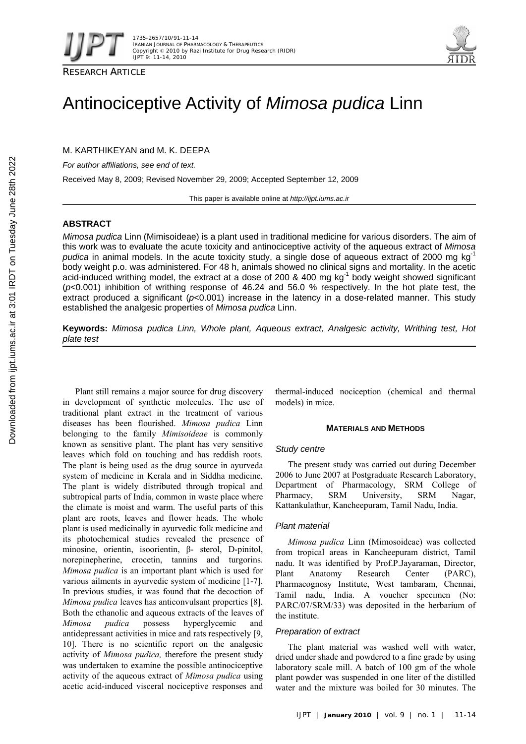RESEARCH ARTICLE

# Antinociceptive Activity of *Mimosa pudica* Linn

M. KARTHIKEYAN and M. K. DEEPA

*For author affiliations, see end of text.*

Received May 8, 2009; Revised November 29, 2009; Accepted September 12, 2009

This paper is available online at *http://ijpt.iums.ac.ir*

## ABSTRACT

*Mimosa pudica* Linn (Mimisoideae) is a plant used in traditional medicine for various disorders. The aim of this work was to evaluate the acute toxicity and antinociceptive activity of the aqueous extract of *Mimosa pudica* in animal models. In the acute toxicity study, a single dose of aqueous extract of 2000 mg $kg^{-1}$ body weight p.o. was administered. For 48 h, animals showed no clinical signs and mortality. In the acetic acid-induced writhing model, the extract at a dose of 200 & 400 mg $kg^{-1}$ body weight showed significant ($p$<0.001) inhibition of writhing response of 46.24 and 56.0 % respectively. In the hot plate test, the extract produced a significant ($p$<0.001) increase in the latency in a dose-related manner. This study established the analgesic properties of *Mimosa pudica* Linn.

**Keywords:** *Mimosa pudica Linn, Whole plant, Aqueous extract, Analgesic activity, Writhing test, Hot plate test*

Plant still remains a major source for drug discovery in development of synthetic molecules. The use of traditional plant extract in the treatment of various diseases has been flourished. *Mimosa pudica* Linn belonging to the family *Mimisoideae* is commonly known as sensitive plant. The plant has very sensitive leaves which fold on touching and has reddish roots. The plant is being used as the drug source in ayurveda system of medicine in Kerala and in Siddha medicine. The plant is widely distributed through tropical and subtropical parts of India, common in waste place where the climate is moist and warm. The useful parts of this plant are roots, leaves and flower heads. The whole plant is used medicinally in ayurvedic folk medicine and its photochemical studies revealed the presence of minosine, orientin, isoorientin, β- sterol, D-pinitol, norepinepherine, crocetin, tannins and turgorins. *Mimosa pudica* is an important plant which is used for various ailments in ayurvedic system of medicine [1-7]. In previous studies, it was found that the decoction of *Mimosa pudica* leaves has anticonvulsant properties [8]. Both the ethanolic and aqueous extracts of the leaves of *Mimosa pudica* possess hyperglycemic and antidepressant activities in mice and rats respectively [9, 10]. There is no scientific report on the analgesic activity of *Mimosa pudica,* therefore the present study was undertaken to examine the possible antinociceptive activity of the aqueous extract of *Mimosa pudica* using acetic acid-induced visceral nociceptive responses and thermal-induced nociception (chemical and thermal models) in mice.

## MATERIALS AND METHODS

### *Study centre*

The present study was carried out during December 2006 to June 2007 at Postgraduate Research Laboratory, Department of Pharmacology, SRM College of Pharmacy, SRM University, SRM Nagar, Kattankulathur, Kancheepuram, Tamil Nadu, India.

### *Plant material*

*Mimosa pudica* Linn (Mimosoideae) was collected from tropical areas in Kancheepuram district, Tamil nadu. It was identified by Prof.P.Jayaraman, Director, Plant Anatomy Research Center (PARC), Pharmacognosy Institute, West tambaram, Chennai, Tamil nadu, India. A voucher specimen (No: PARC/07/SRM/33) was deposited in the herbarium of the institute.

### *Preparation of extract*

The plant material was washed well with water, dried under shade and powdered to a fine grade by using laboratory scale mill. A batch of 100 gm of the whole plant powder was suspended in one liter of the distilled water and the mixture was boiled for 30 minutes. The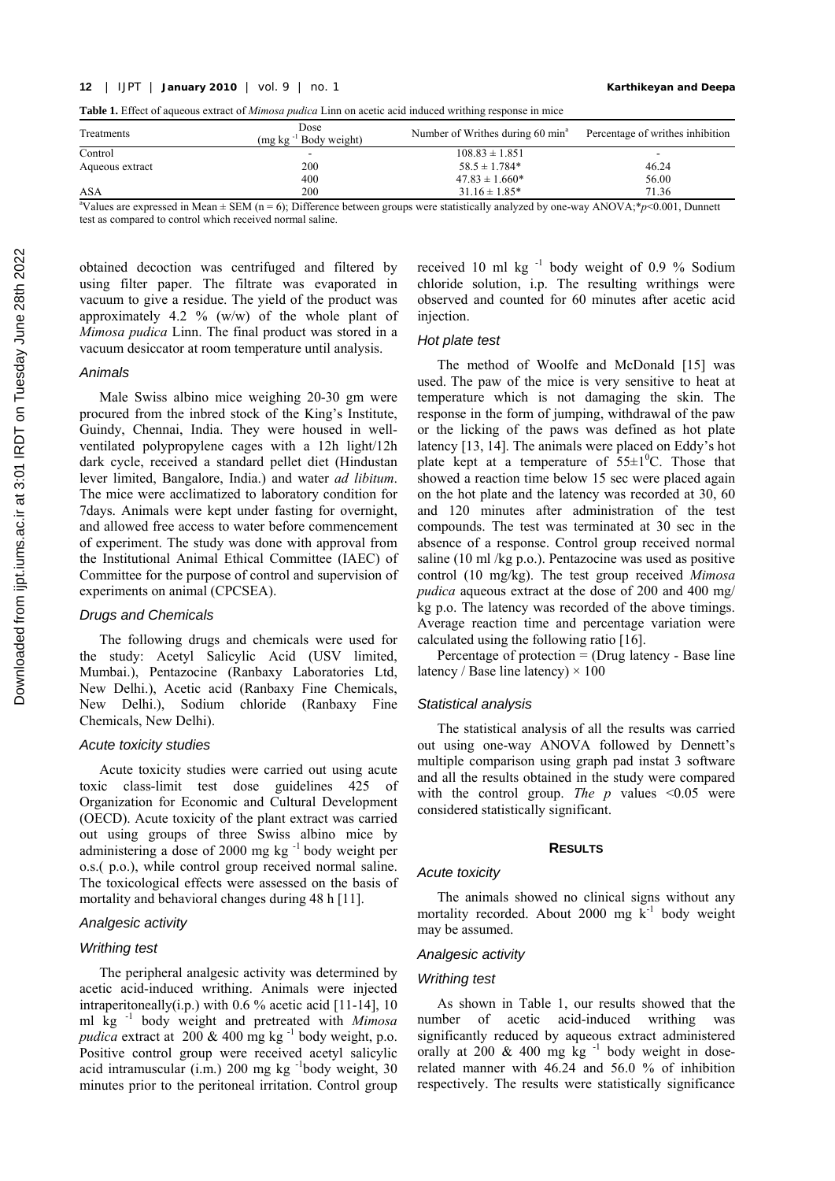**Table 1.** Effect of aqueous extract of *Mimosa pudica* Linn on acetic acid induced writhing response in mice

| Treatments | Dose (mg $kg^{-1}$ Body weight) | Number of Writhes during 60 min[a] | Percentage of writhes inhibition |
|---|---|---|---|
| Control | - | 108.83 ± 1.851 | - |
| Aqueous extract | 200 | 58.5 ± 1.784* | 46.24 |
| | 400 | 47.83 ± 1.660* | 56.00 |
| ASA | 200 | 31.16 ± 1.85* | 71.36 |

[a]Values are expressed in Mean ± SEM (n = 6); Difference between groups were statistically analyzed by one-way ANOVA;*$p$<0.001, Dunnett test as compared to control which received normal saline.

obtained decoction was centrifuged and filtered by using filter paper. The filtrate was evaporated in vacuum to give a residue. The yield of the product was approximately 4.2 % (w/w) of the whole plant of *Mimosa pudica* Linn. The final product was stored in a vacuum desiccator at room temperature until analysis.

### *Animals*

Male Swiss albino mice weighing 20-30 gm were procured from the inbred stock of the King's Institute, Guindy, Chennai, India. They were housed in well-ventilated polypropylene cages with a 12h light/12h dark cycle, received a standard pellet diet (Hindustan lever limited, Bangalore, India.) and water *ad libitum*. The mice were acclimatized to laboratory condition for 7days. Animals were kept under fasting for overnight, and allowed free access to water before commencement of experiment. The study was done with approval from the Institutional Animal Ethical Committee (IAEC) of Committee for the purpose of control and supervision of experiments on animal (CPCSEA).

### *Drugs and Chemicals*

The following drugs and chemicals were used for the study: Acetyl Salicylic Acid (USV limited, Mumbai.), Pentazocine (Ranbaxy Laboratories Ltd, New Delhi.), Acetic acid (Ranbaxy Fine Chemicals, New Delhi.), Sodium chloride (Ranbaxy Fine Chemicals, New Delhi).

### *Acute toxicity studies*

Acute toxicity studies were carried out using acute toxic class-limit test dose guidelines 425 of Organization for Economic and Cultural Development (OECD). Acute toxicity of the plant extract was carried out using groups of three Swiss albino mice by administering a dose of 2000 mg $kg^{-1}$ body weight per o.s.( p.o.), while control group received normal saline. The toxicological effects were assessed on the basis of mortality and behavioral changes during 48 h [11].

### *Analgesic activity*

### *Writhing test*

The peripheral analgesic activity was determined by acetic acid-induced writhing. Animals were injected intraperitoneally(i.p.) with 0.6 % acetic acid [11-14], 10 ml $kg^{-1}$ body weight and pretreated with *Mimosa pudica* extract at 200 & 400 mg $kg^{-1}$ body weight, p.o. Positive control group were received acetyl salicylic acid intramuscular (i.m.) 200 mg $kg^{-1}$body weight, 30 minutes prior to the peritoneal irritation. Control group received 10 ml $kg^{-1}$ body weight of 0.9 % Sodium chloride solution, i.p. The resulting writhings were observed and counted for 60 minutes after acetic acid injection.

### *Hot plate test*

The method of Woolfe and McDonald [15] was used. The paw of the mice is very sensitive to heat at temperature which is not damaging the skin. The response in the form of jumping, withdrawal of the paw or the licking of the paws was defined as hot plate latency [13, 14]. The animals were placed on Eddy's hot plate kept at a temperature of $55{\pm}1^0$C. Those that showed a reaction time below 15 sec were placed again on the hot plate and the latency was recorded at 30, 60 and 120 minutes after administration of the test compounds. The test was terminated at 30 sec in the absence of a response. Control group received normal saline (10 ml /kg p.o.). Pentazocine was used as positive control (10 mg/kg). The test group received *Mimosa pudica* aqueous extract at the dose of 200 and 400 mg/ kg p.o. The latency was recorded of the above timings. Average reaction time and percentage variation were calculated using the following ratio [16].

Percentage of protection = (Drug latency - Base line latency / Base line latency) × 100

### *Statistical analysis*

The statistical analysis of all the results was carried out using one-way ANOVA followed by Dennett's multiple comparison using graph pad instat 3 software and all the results obtained in the study were compared with the control group. *The p* values <0.05 were considered statistically significant.

## RESULTS

### *Acute toxicity*

The animals showed no clinical signs without any mortality recorded. About 2000 mg $k^{-1}$ body weight may be assumed.

### *Analgesic activity*

### *Writhing test*

As shown in Table 1, our results showed that the number of acetic acid-induced writhing was significantly reduced by aqueous extract administered orally at 200 & 400 mg $kg^{-1}$ body weight in dose-related manner with 46.24 and 56.0 % of inhibition respectively. The results were statistically significance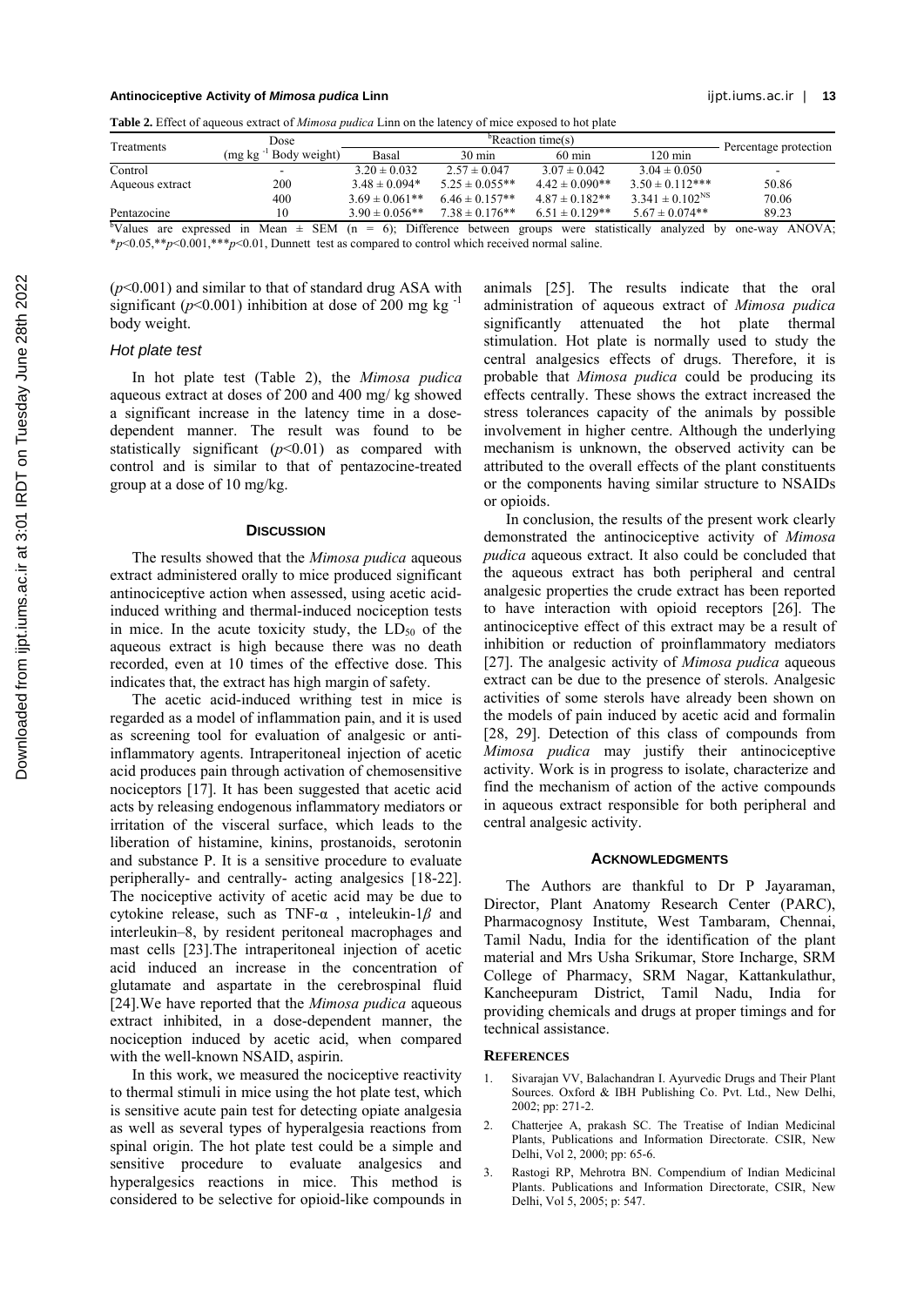**Table 2.** Effect of aqueous extract of *Mimosa pudica* Linn on the latency of mice exposed to hot plate

| Treatments | Dose (mg kg $^{-1}$ Body weight) | [b]Reaction time(s) | | | | Percentage protection |
|---|---|---|---|---|---|---|
| | | Basal | 30 min | 60 min | 120 min | |
| Control | - | 3.20 ± 0.032 | 2.57 ± 0.047 | 3.07 ± 0.042 | 3.04 ± 0.050 | - |
| Aqueous extract | 200 | 3.48 ± 0.094* | 5.25 ± 0.055** | 4.42 ± 0.090** | 3.50 ± 0.112*** | 50.86 |
| | 400 | 3.69 ± 0.061** | 6.46 ± 0.157** | 4.87 ± 0.182** | 3.341 ± 0.102[NS] | 70.06 |
| Pentazocine | 10 | 3.90 ± 0.056** | 7.38 ± 0.176** | 6.51 ± 0.129** | 5.67 ± 0.074** | 89.23 |

[b]Values are expressed in Mean ± SEM (n = 6); Difference between groups were statistically analyzed by one-way ANOVA; *$p$<0.05,**$p$<0.001,***$p$<0.01, Dunnett test as compared to control which received normal saline.

($p$<0.001) and similar to that of standard drug ASA with significant ($p$<0.001) inhibition at dose of 200 mg kg $^{-1}$ body weight.

### *Hot plate test*

In hot plate test (Table 2), the *Mimosa pudica* aqueous extract at doses of 200 and 400 mg/ kg showed a significant increase in the latency time in a dose-dependent manner. The result was found to be statistically significant ($p$<0.01) as compared with control and is similar to that of pentazocine-treated group at a dose of 10 mg/kg.

## DISCUSSION

The results showed that the *Mimosa pudica* aqueous extract administered orally to mice produced significant antinociceptive action when assessed, using acetic acid-induced writhing and thermal-induced nociception tests in mice. In the acute toxicity study, the $LD_{50}$ of the aqueous extract is high because there was no death recorded, even at 10 times of the effective dose. This indicates that, the extract has high margin of safety.

The acetic acid-induced writhing test in mice is regarded as a model of inflammation pain, and it is used as screening tool for evaluation of analgesic or anti-inflammatory agents. Intraperitoneal injection of acetic acid produces pain through activation of chemosensitive nociceptors [17]. It has been suggested that acetic acid acts by releasing endogenous inflammatory mediators or irritation of the visceral surface, which leads to the liberation of histamine, kinins, prostanoids, serotonin and substance P. It is a sensitive procedure to evaluate peripherally- and centrally- acting analgesics [18-22]. The nociceptive activity of acetic acid may be due to cytokine release, such as TNF-α , inteleukin-1$\beta$ and interleukin–8, by resident peritoneal macrophages and mast cells [23].The intraperitoneal injection of acetic acid induced an increase in the concentration of glutamate and aspartate in the cerebrospinal fluid [24].We have reported that the *Mimosa pudica* aqueous extract inhibited, in a dose-dependent manner, the nociception induced by acetic acid, when compared with the well-known NSAID, aspirin.

In this work, we measured the nociceptive reactivity to thermal stimuli in mice using the hot plate test, which is sensitive acute pain test for detecting opiate analgesia as well as several types of hyperalgesia reactions from spinal origin. The hot plate test could be a simple and sensitive procedure to evaluate analgesics and hyperalgesics reactions in mice. This method is considered to be selective for opioid-like compounds in animals [25]. The results indicate that the oral administration of aqueous extract of *Mimosa pudica* significantly attenuated the hot plate thermal stimulation. Hot plate is normally used to study the central analgesics effects of drugs. Therefore, it is probable that *Mimosa pudica* could be producing its effects centrally. These shows the extract increased the stress tolerances capacity of the animals by possible involvement in higher centre. Although the underlying mechanism is unknown, the observed activity can be attributed to the overall effects of the plant constituents or the components having similar structure to NSAIDs or opioids.

In conclusion, the results of the present work clearly demonstrated the antinociceptive activity of *Mimosa pudica* aqueous extract. It also could be concluded that the aqueous extract has both peripheral and central analgesic properties the crude extract has been reported to have interaction with opioid receptors [26]. The antinociceptive effect of this extract may be a result of inhibition or reduction of proinflammatory mediators [27]. The analgesic activity of *Mimosa pudica* aqueous extract can be due to the presence of sterols. Analgesic activities of some sterols have already been shown on the models of pain induced by acetic acid and formalin [28, 29]. Detection of this class of compounds from *Mimosa pudica* may justify their antinociceptive activity. Work is in progress to isolate, characterize and find the mechanism of action of the active compounds in aqueous extract responsible for both peripheral and central analgesic activity.

## ACKNOWLEDGMENTS

The Authors are thankful to Dr P Jayaraman, Director, Plant Anatomy Research Center (PARC), Pharmacognosy Institute, West Tambaram, Chennai, Tamil Nadu, India for the identification of the plant material and Mrs Usha Srikumar, Store Incharge, SRM College of Pharmacy, SRM Nagar, Kattankulathur, Kancheepuram District, Tamil Nadu, India for providing chemicals and drugs at proper timings and for technical assistance.

## REFERENCES

1. Sivarajan VV, Balachandran I. Ayurvedic Drugs and Their Plant Sources. Oxford & IBH Publishing Co. Pvt. Ltd., New Delhi, 2002; pp: 271-2.
2. Chatterjee A, prakash SC. The Treatise of Indian Medicinal Plants, Publications and Information Directorate. CSIR, New Delhi, Vol 2, 2000; pp: 65-6.
3. Rastogi RP, Mehrotra BN. Compendium of Indian Medicinal Plants. Publications and Information Directorate, CSIR, New Delhi, Vol 5, 2005; p: 547.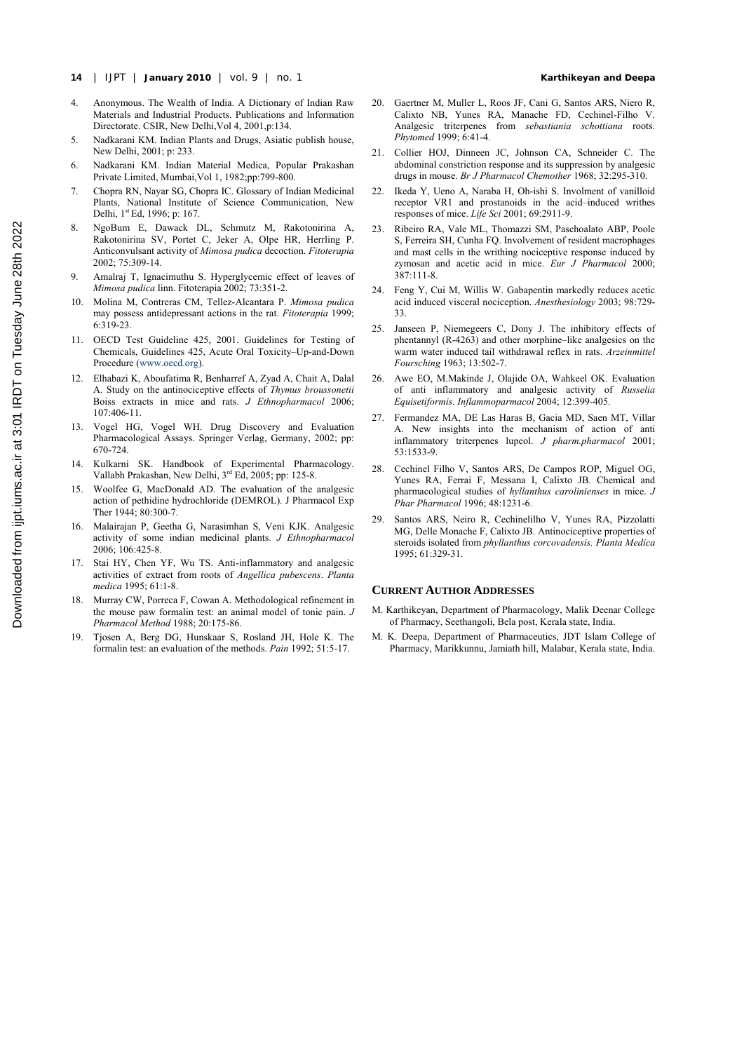4. Anonymous. The Wealth of India. A Dictionary of Indian Raw Materials and Industrial Products. Publications and Information Directorate. CSIR, New Delhi,Vol 4, 2001,p:134.
5. Nadkarani KM. Indian Plants and Drugs, Asiatic publish house, New Delhi, 2001; p: 233.
6. Nadkarani KM. Indian Material Medica, Popular Prakashan Private Limited, Mumbai,Vol 1, 1982;pp:799-800.
7. Chopra RN, Nayar SG, Chopra IC. Glossary of Indian Medicinal Plants, National Institute of Science Communication, New Delhi, 1st Ed, 1996; p: 167.
8. NgoBum E, Dawack DL, Schmutz M, Rakotonirina A, Rakotonirina SV, Portet C, Jeker A, Olpe HR, Herrling P. Anticonvulsant activity of *Mimosa pudica* decoction. *Fitoterapia* 2002; 75:309-14.
9. Amalraj T, Ignacimuthu S. Hyperglycemic effect of leaves of *Mimosa pudica* linn. Fitoterapia 2002; 73:351-2.
10. Molina M, Contreras CM, Tellez-Alcantara P. *Mimosa pudica* may possess antidepressant actions in the rat. *Fitoterapia* 1999; 6:319-23.
11. OECD Test Guideline 425, 2001. Guidelines for Testing of Chemicals, Guidelines 425, Acute Oral Toxicity–Up-and-Down Procedure (www.oecd.org).
12. Elhabazi K, Aboufatima R, Benharref A, Zyad A, Chait A, Dalal A. Study on the antinociceptive effects of *Thymus broussonetii* Boiss extracts in mice and rats. *J Ethnopharmacol* 2006; 107:406-11.
13. Vogel HG, Vogel WH. Drug Discovery and Evaluation Pharmacological Assays. Springer Verlag, Germany, 2002; pp: 670-724.
14. Kulkarni SK. Handbook of Experimental Pharmacology. Vallabh Prakashan, New Delhi, 3rd Ed, 2005; pp: 125-8.
15. Woolfee G, MacDonald AD. The evaluation of the analgesic action of pethidine hydrochloride (DEMROL). J Pharmacol Exp Ther 1944; 80:300-7.
16. Malairajan P, Geetha G, Narasimhan S, Veni KJK. Analgesic activity of some indian medicinal plants. *J Ethnopharmacol* 2006; 106:425-8.
17. Stai HY, Chen YF, Wu TS. Anti-inflammatory and analgesic activities of extract from roots of *Angellica pubescens*. *Planta medica* 1995; 61:1-8.
18. Murray CW, Porreca F, Cowan A. Methodological refinement in the mouse paw formalin test: an animal model of tonic pain. *J Pharmacol Method* 1988; 20:175-86.
19. Tjosen A, Berg DG, Hunskaar S, Rosland JH, Hole K. The formalin test: an evaluation of the methods. *Pain* 1992; 51:5-17.
20. Gaertner M, Muller L, Roos JF, Cani G, Santos ARS, Niero R, Calixto NB, Yunes RA, Manache FD, Cechinel-Filho V. Analgesic triterpenes from *sebastiania schottiana* roots. *Phytomed* 1999; 6:41-4.
21. Collier HOJ, Dinneen JC, Johnson CA, Schneider C. The abdominal constriction response and its suppression by analgesic drugs in mouse. *Br J Pharmacol Chemother* 1968; 32:295-310.
22. Ikeda Y, Ueno A, Naraba H, Oh-ishi S. Involment of vanilloid receptor VR1 and prostanoids in the acid–induced writhes responses of mice. *Life Sci* 2001; 69:2911-9.
23. Ribeiro RA, Vale ML, Thomazzi SM, Paschoalato ABP, Poole S, Ferreira SH, Cunha FQ. Involvement of resident macrophages and mast cells in the writhing nociceptive response induced by zymosan and acetic acid in mice. *Eur J Pharmacol* 2000; 387:111-8.
24. Feng Y, Cui M, Willis W. Gabapentin markedly reduces acetic acid induced visceral nociception. *Anesthesiology* 2003; 98:729-33.
25. Janseen P, Niemegeers C, Dony J. The inhibitory effects of phentannyl (R-4263) and other morphine–like analgesics on the warm water induced tail withdrawal reflex in rats. *Arzeinmittel Foursching* 1963; 13:502-7.
26. Awe EO, M.Makinde J, Olajide OA, Wahkeel OK. Evaluation of anti inflammatory and analgesic activity of *Russelia Equisetiformis*. *Inflammoparmacol* 2004; 12:399-405.
27. Fermandez MA, DE Las Haras B, Gacia MD, Saen MT, Villar A. New insights into the mechanism of action of anti inflammatory triterpenes lupeol. *J pharm.pharmacol* 2001; 53:1533-9.
28. Cechinel Filho V, Santos ARS, De Campos ROP, Miguel OG, Yunes RA, Ferrai F, Messana I, Calixto JB. Chemical and pharmacological studies of *hyllanthus carolinienses* in mice. *J Phar Pharmacol* 1996; 48:1231-6.
29. Santos ARS, Neiro R, Cechinelilho V, Yunes RA, Pizzolatti MG, Delle Monache F, Calixto JB. Antinociceptive properties of steroids isolated from *phyllanthus corcovadensis. Planta Medica* 1995; 61:329-31.

## CURRENT AUTHOR ADDRESSES

M. Karthikeyan, Department of Pharmacology, Malik Deenar College of Pharmacy, Seethangoli, Bela post, Kerala state, India.

M. K. Deepa, Department of Pharmaceutics, JDT Islam College of Pharmacy, Marikkunnu, Jamiath hill, Malabar, Kerala state, India.